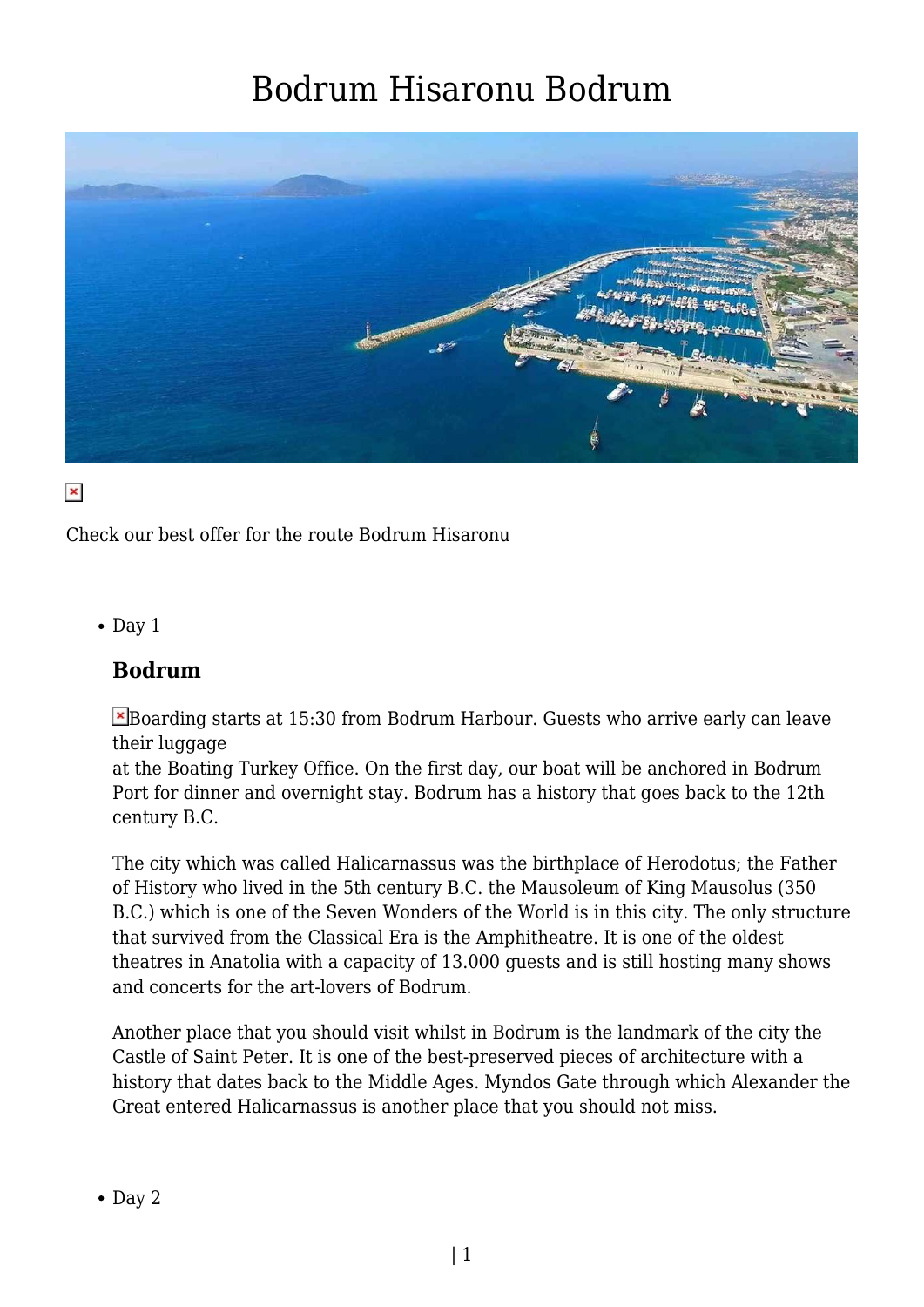# Bodrum Hisaronu Bodrum

Check our best offer for the route Bodrum Hisaronu

- Day 1

  ### Bodrum

  Boarding starts at 15:30 from Bodrum Harbour. Guests who arrive early can leave their luggage
  at the Boating Turkey Office. On the first day, our boat will be anchored in Bodrum Port for dinner and overnight stay. Bodrum has a history that goes back to the 12th century B.C.

  The city which was called Halicarnassus was the birthplace of Herodotus; the Father of History who lived in the 5th century B.C. the Mausoleum of King Mausolus (350 B.C.) which is one of the Seven Wonders of the World is in this city. The only structure that survived from the Classical Era is the Amphitheatre. It is one of the oldest theatres in Anatolia with a capacity of 13.000 guests and is still hosting many shows and concerts for the art-lovers of Bodrum.

  Another place that you should visit whilst in Bodrum is the landmark of the city the Castle of Saint Peter. It is one of the best-preserved pieces of architecture with a history that dates back to the Middle Ages. Myndos Gate through which Alexander the Great entered Halicarnassus is another place that you should not miss.

- Day 2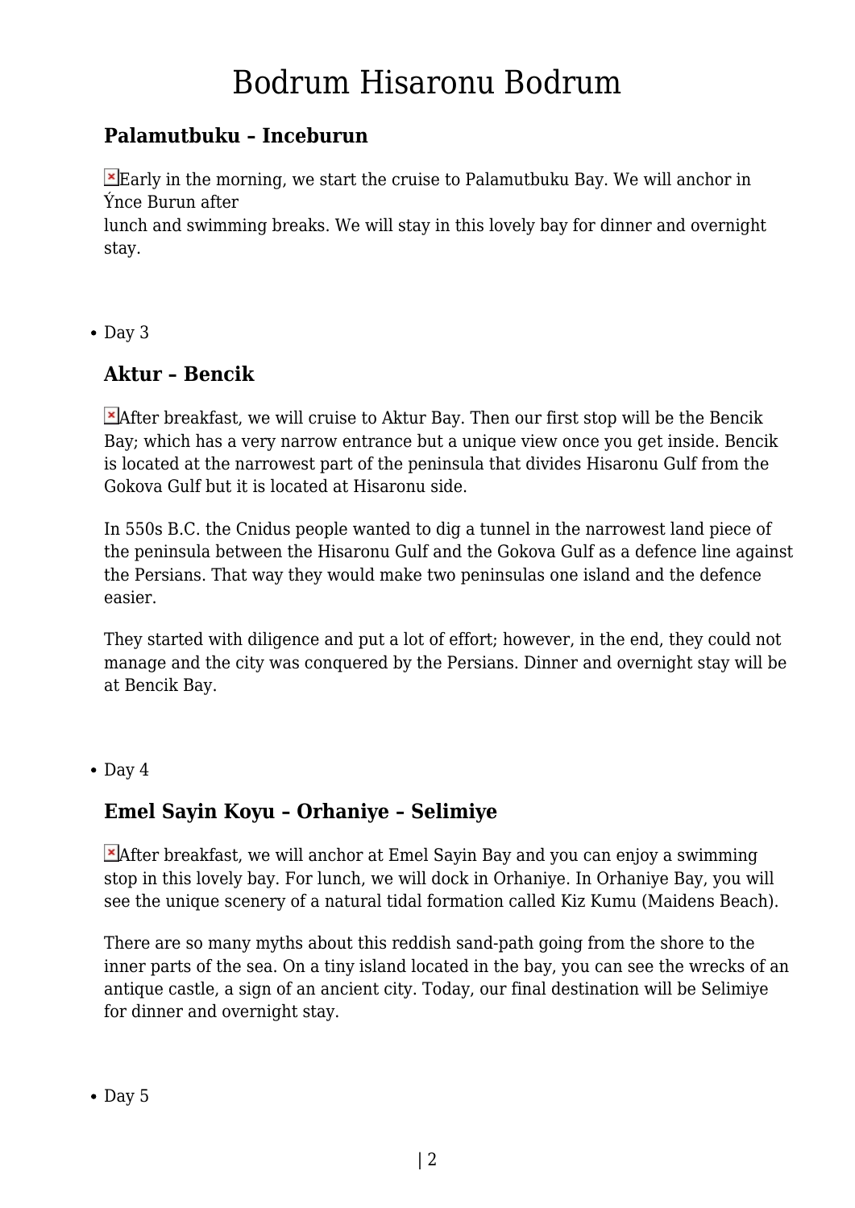## Palamutbuku – Inceburun

Early in the morning, we start the cruise to Palamutbuku Bay. We will anchor in Ýnce Burun after lunch and swimming breaks. We will stay in this lovely bay for dinner and overnight stay.

- Day 3

## Aktur – Bencik

After breakfast, we will cruise to Aktur Bay. Then our first stop will be the Bencik Bay; which has a very narrow entrance but a unique view once you get inside. Bencik is located at the narrowest part of the peninsula that divides Hisaronu Gulf from the Gokova Gulf but it is located at Hisaronu side.

In 550s B.C. the Cnidus people wanted to dig a tunnel in the narrowest land piece of the peninsula between the Hisaronu Gulf and the Gokova Gulf as a defence line against the Persians. That way they would make two peninsulas one island and the defence easier.

They started with diligence and put a lot of effort; however, in the end, they could not manage and the city was conquered by the Persians. Dinner and overnight stay will be at Bencik Bay.

- Day 4

## Emel Sayin Koyu – Orhaniye – Selimiye

After breakfast, we will anchor at Emel Sayin Bay and you can enjoy a swimming stop in this lovely bay. For lunch, we will dock in Orhaniye. In Orhaniye Bay, you will see the unique scenery of a natural tidal formation called Kiz Kumu (Maidens Beach).

There are so many myths about this reddish sand-path going from the shore to the inner parts of the sea. On a tiny island located in the bay, you can see the wrecks of an antique castle, a sign of an ancient city. Today, our final destination will be Selimiye for dinner and overnight stay.

- Day 5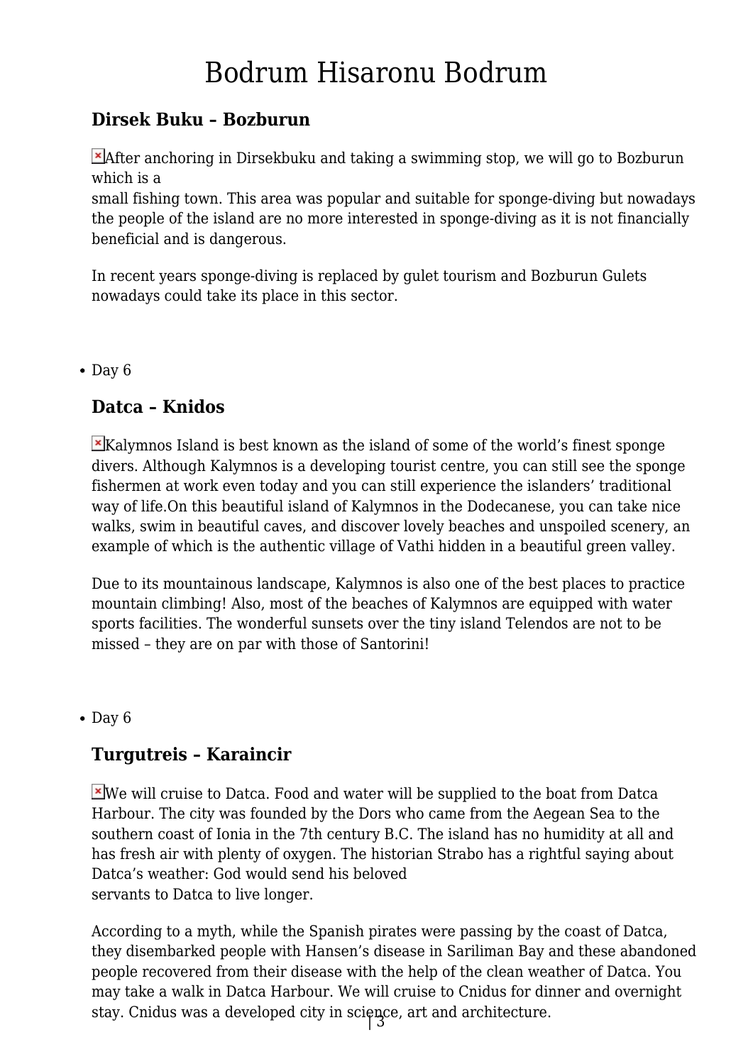# Bodrum Hisaronu Bodrum

### Dirsek Buku – Bozburun

After anchoring in Dirsekbuku and taking a swimming stop, we will go to Bozburun which is a
small fishing town. This area was popular and suitable for sponge-diving but nowadays the people of the island are no more interested in sponge-diving as it is not financially beneficial and is dangerous.

In recent years sponge-diving is replaced by gulet tourism and Bozburun Gulets nowadays could take its place in this sector.

- Day 6

### Datca – Knidos

Kalymnos Island is best known as the island of some of the world's finest sponge divers. Although Kalymnos is a developing tourist centre, you can still see the sponge fishermen at work even today and you can still experience the islanders' traditional way of life.On this beautiful island of Kalymnos in the Dodecanese, you can take nice walks, swim in beautiful caves, and discover lovely beaches and unspoiled scenery, an example of which is the authentic village of Vathi hidden in a beautiful green valley.

Due to its mountainous landscape, Kalymnos is also one of the best places to practice mountain climbing! Also, most of the beaches of Kalymnos are equipped with water sports facilities. The wonderful sunsets over the tiny island Telendos are not to be missed – they are on par with those of Santorini!

- Day 6

### Turgutreis – Karaincir

We will cruise to Datca. Food and water will be supplied to the boat from Datca Harbour. The city was founded by the Dors who came from the Aegean Sea to the southern coast of Ionia in the 7th century B.C. The island has no humidity at all and has fresh air with plenty of oxygen. The historian Strabo has a rightful saying about Datca's weather: God would send his beloved
servants to Datca to live longer.

According to a myth, while the Spanish pirates were passing by the coast of Datca, they disembarked people with Hansen's disease in Sariliman Bay and these abandoned people recovered from their disease with the help of the clean weather of Datca. You may take a walk in Datca Harbour. We will cruise to Cnidus for dinner and overnight stay. Cnidus was a developed city in science, art and architecture.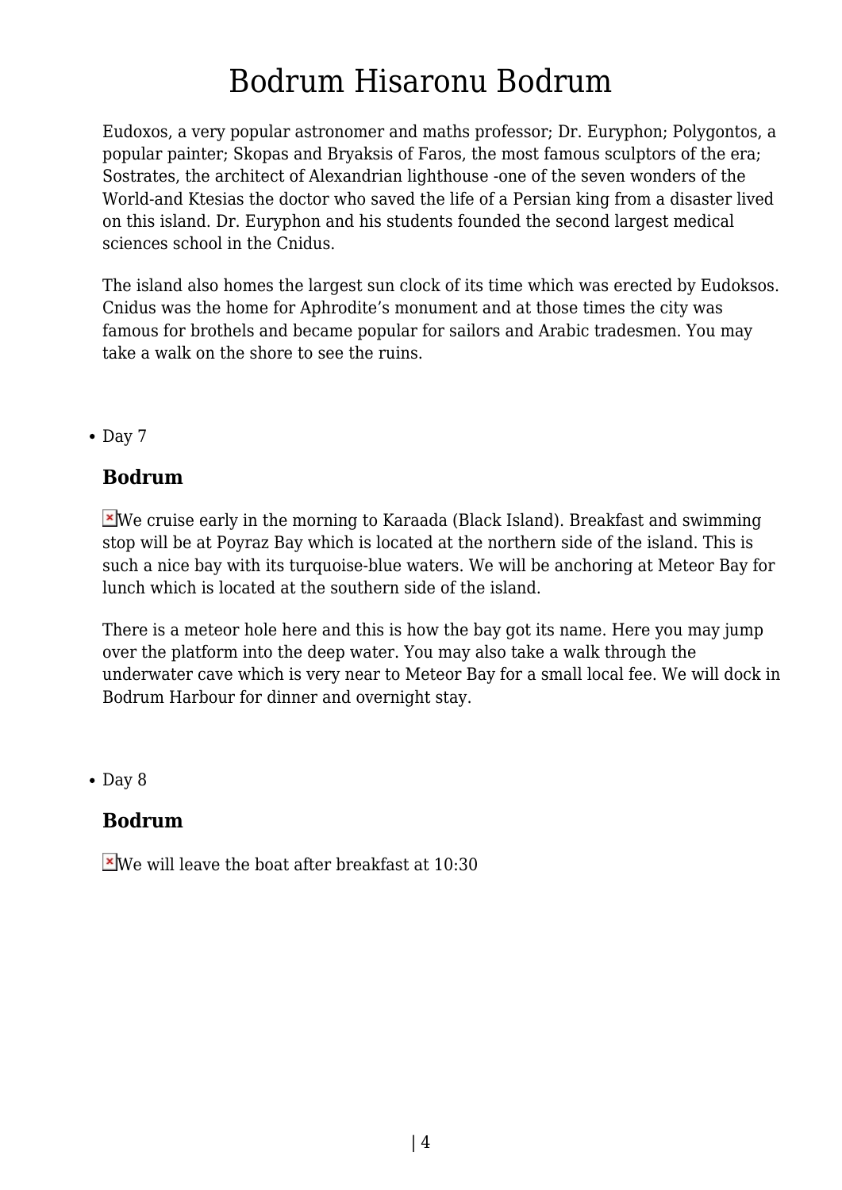Eudoxos, a very popular astronomer and maths professor; Dr. Euryphon; Polygontos, a popular painter; Skopas and Bryaksis of Faros, the most famous sculptors of the era; Sostrates, the architect of Alexandrian lighthouse -one of the seven wonders of the World-and Ktesias the doctor who saved the life of a Persian king from a disaster lived on this island. Dr. Euryphon and his students founded the second largest medical sciences school in the Cnidus.

The island also homes the largest sun clock of its time which was erected by Eudoksos. Cnidus was the home for Aphrodite's monument and at those times the city was famous for brothels and became popular for sailors and Arabic tradesmen. You may take a walk on the shore to see the ruins.

- Day 7

### Bodrum

We cruise early in the morning to Karaada (Black Island). Breakfast and swimming stop will be at Poyraz Bay which is located at the northern side of the island. This is such a nice bay with its turquoise-blue waters. We will be anchoring at Meteor Bay for lunch which is located at the southern side of the island.

There is a meteor hole here and this is how the bay got its name. Here you may jump over the platform into the deep water. You may also take a walk through the underwater cave which is very near to Meteor Bay for a small local fee. We will dock in Bodrum Harbour for dinner and overnight stay.

- Day 8

### Bodrum

We will leave the boat after breakfast at 10:30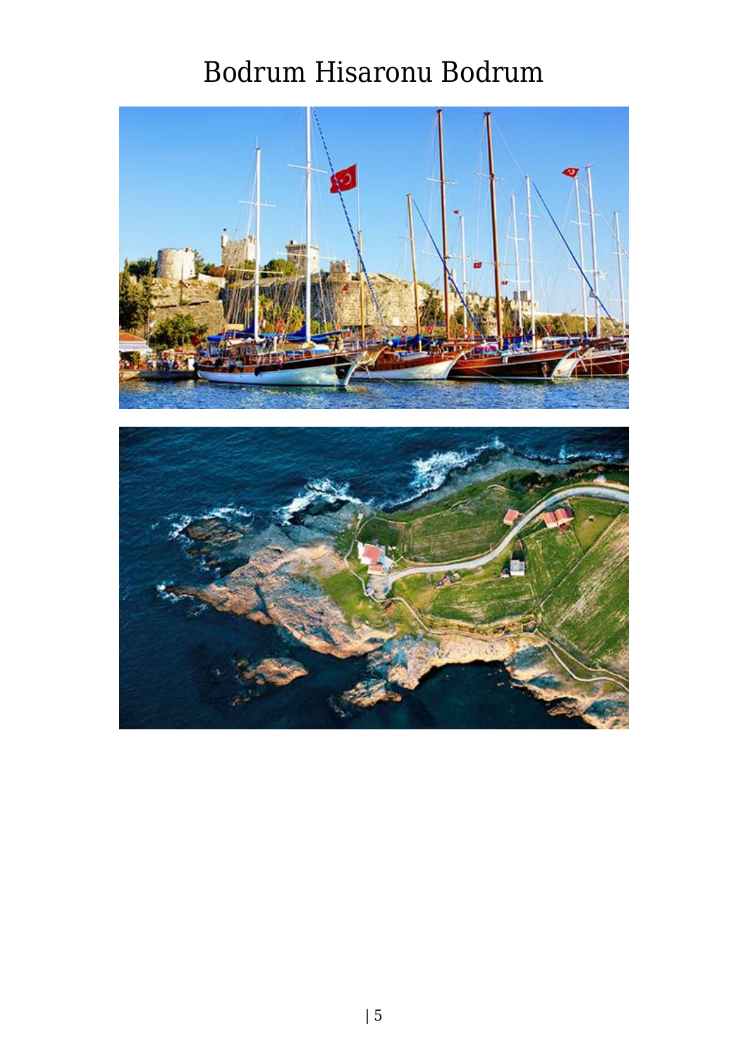# Bodrum Hisaronu Bodrum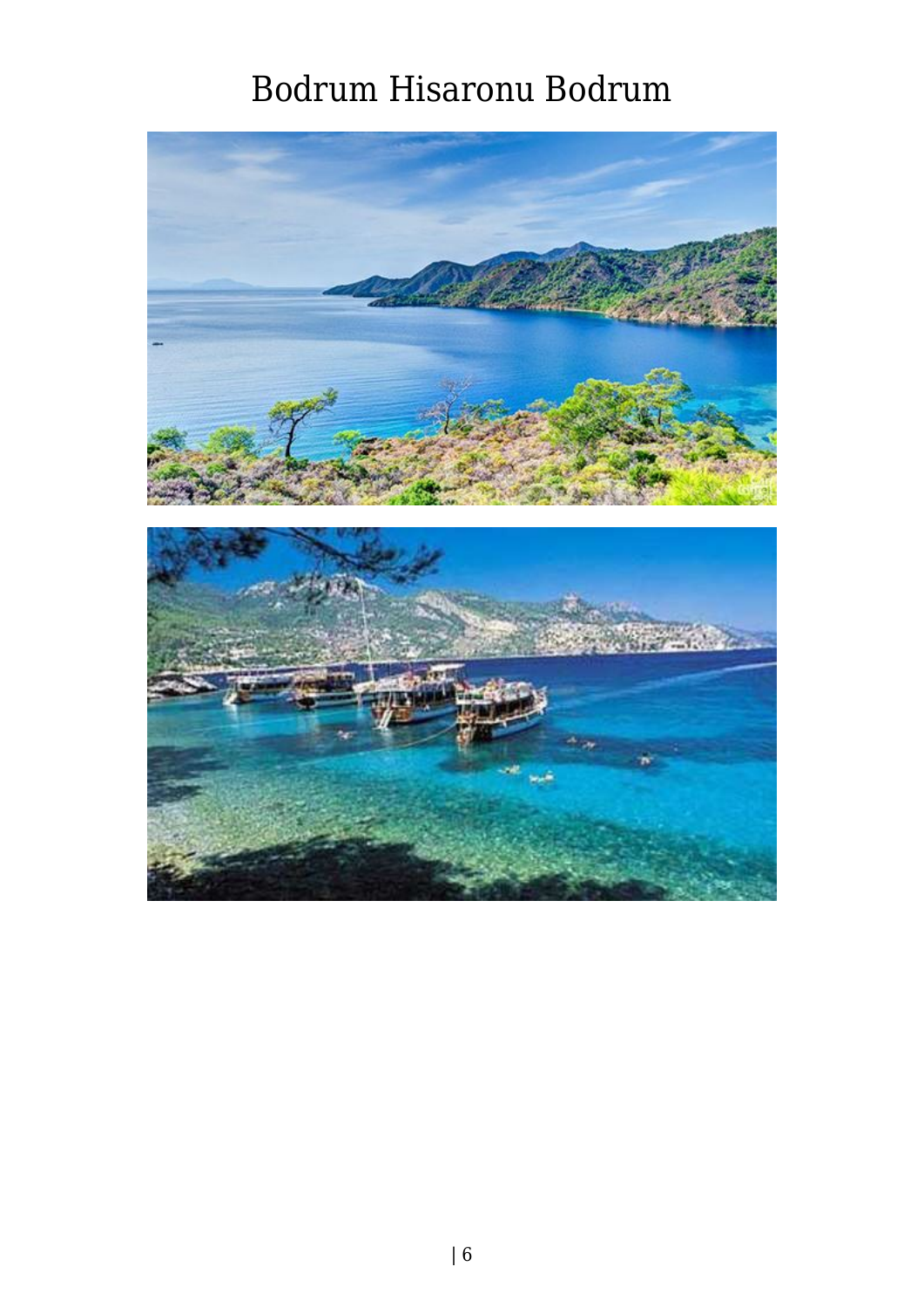# Bodrum Hisaronu Bodrum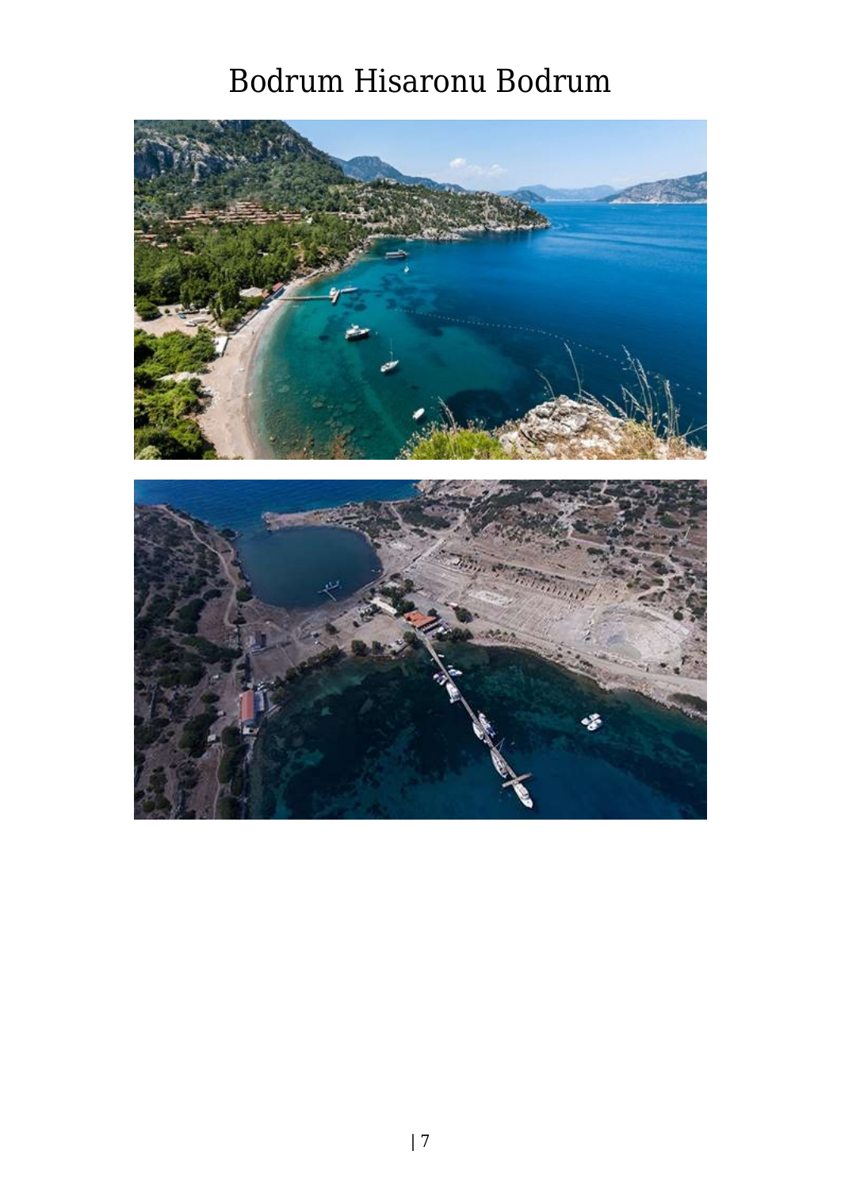# Bodrum Hisaronu Bodrum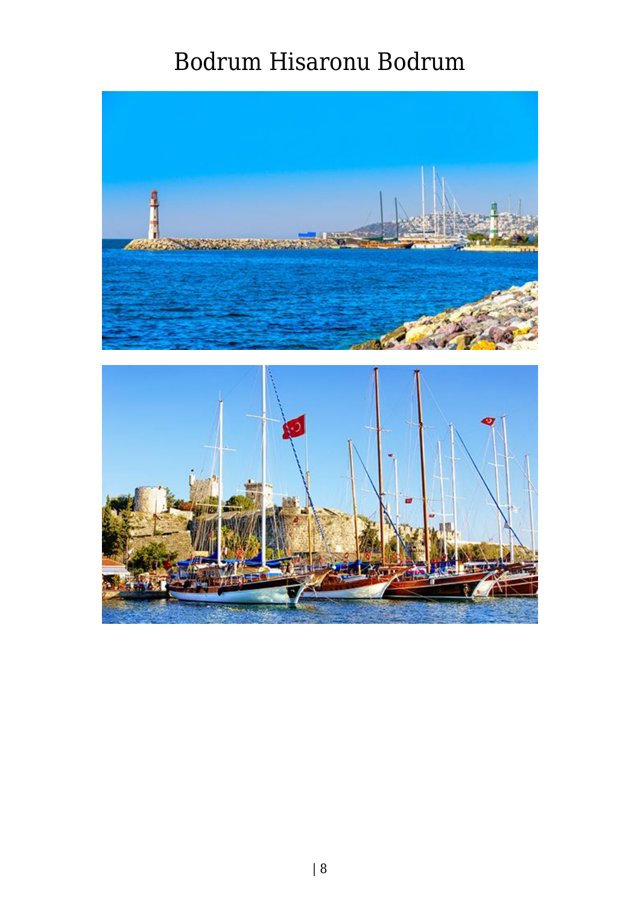# Bodrum Hisaronu Bodrum